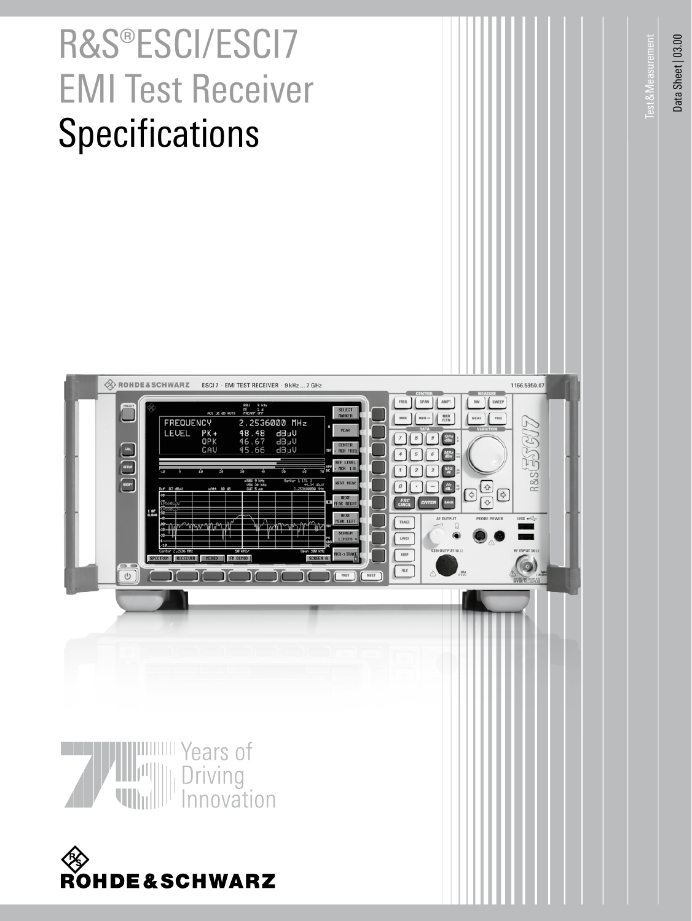# R&S®ESCI/ESCI7 EMI Test Receiver Specifications

Test & Measurement

Data Sheet | 03.00

Years of Driving Innovation

ROHDE & SCHWARZ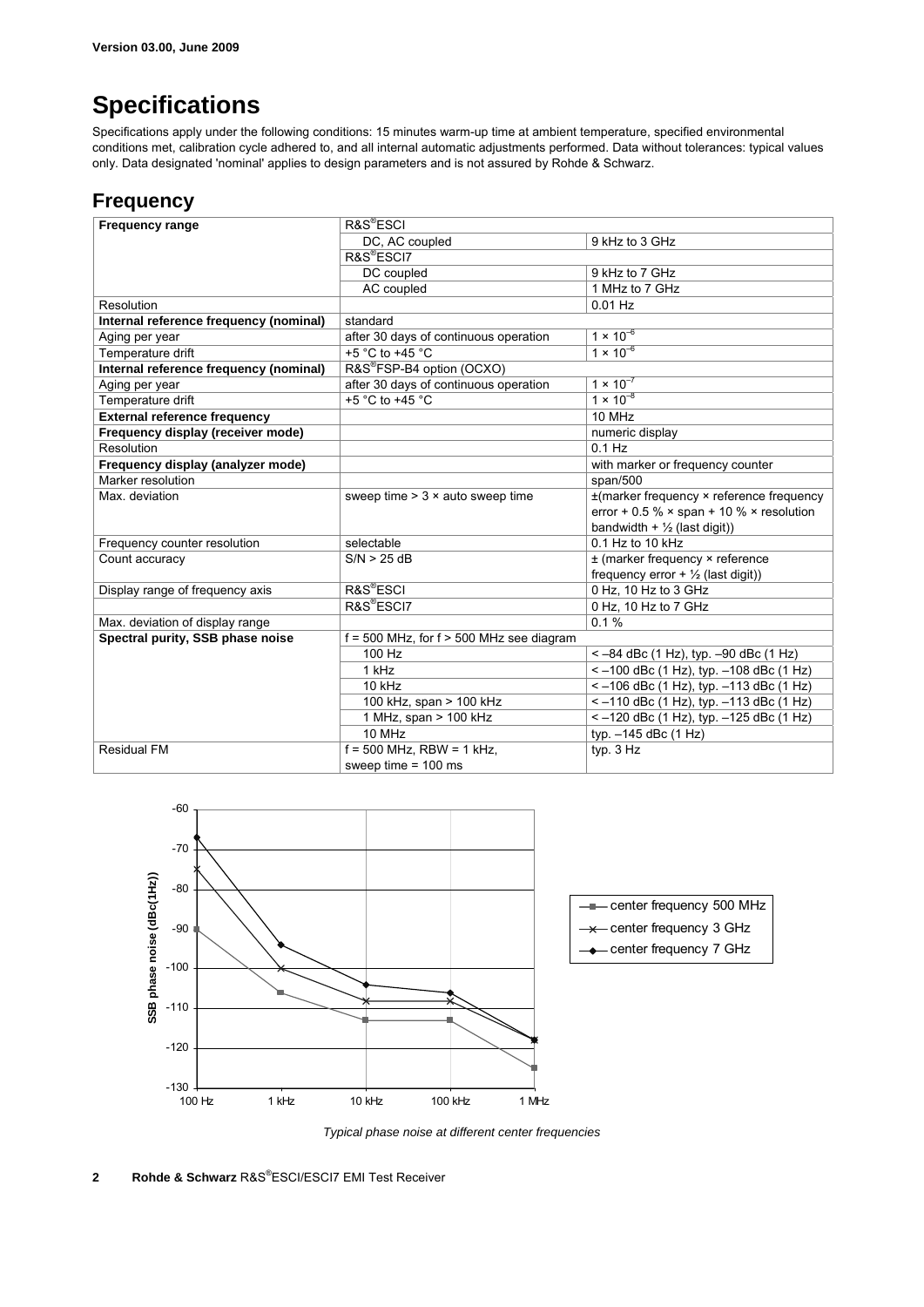**Version 03.00, June 2009**

# Specifications

Specifications apply under the following conditions: 15 minutes warm-up time at ambient temperature, specified environmental conditions met, calibration cycle adhered to, and all internal automatic adjustments performed. Data without tolerances: typical values only. Data designated 'nominal' applies to design parameters and is not assured by Rohde & Schwarz.

## Frequency

| | | |
|---|---|---|
| **Frequency range** | R&S®ESCI | |
| | DC, AC coupled | 9 kHz to 3 GHz |
| | R&S®ESCI7 | |
| | DC coupled | 9 kHz to 7 GHz |
| | AC coupled | 1 MHz to 7 GHz |
| Resolution | | 0.01 Hz |
| **Internal reference frequency (nominal)** | standard | |
| Aging per year | after 30 days of continuous operation | $1 \times 10^{-6}$ |
| Temperature drift | +5 °C to +45 °C | $1 \times 10^{-6}$ |
| **Internal reference frequency (nominal)** | R&S®FSP-B4 option (OCXO) | |
| Aging per year | after 30 days of continuous operation | $1 \times 10^{-7}$ |
| Temperature drift | +5 °C to +45 °C | $1 \times 10^{-8}$ |
| **External reference frequency** | | 10 MHz |
| **Frequency display (receiver mode)** | | numeric display |
| Resolution | | 0.1 Hz |
| **Frequency display (analyzer mode)** | | with marker or frequency counter |
| Marker resolution | | span/500 |
| Max. deviation | sweep time > 3 × auto sweep time | ±(marker frequency × reference frequency error + 0.5 % × span + 10 % × resolution bandwidth + ½ (last digit)) |
| Frequency counter resolution | selectable | 0.1 Hz to 10 kHz |
| Count accuracy | S/N > 25 dB | ± (marker frequency × reference frequency error + ½ (last digit)) |
| Display range of frequency axis | R&S®ESCI | 0 Hz, 10 Hz to 3 GHz |
| | R&S®ESCI7 | 0 Hz, 10 Hz to 7 GHz |
| Max. deviation of display range | | 0.1 % |
| **Spectral purity, SSB phase noise** | f = 500 MHz, for f > 500 MHz see diagram | |
| | 100 Hz | < –84 dBc (1 Hz), typ. –90 dBc (1 Hz) |
| | 1 kHz | < –100 dBc (1 Hz), typ. –108 dBc (1 Hz) |
| | 10 kHz | < –106 dBc (1 Hz), typ. –113 dBc (1 Hz) |
| | 100 kHz, span > 100 kHz | < –110 dBc (1 Hz), typ. –113 dBc (1 Hz) |
| | 1 MHz, span > 100 kHz | < –120 dBc (1 Hz), typ. –125 dBc (1 Hz) |
| | 10 MHz | typ. –145 dBc (1 Hz) |
| Residual FM | f = 500 MHz, RBW = 1 kHz, sweep time = 100 ms | typ. 3 Hz |

*Typical phase noise at different center frequencies*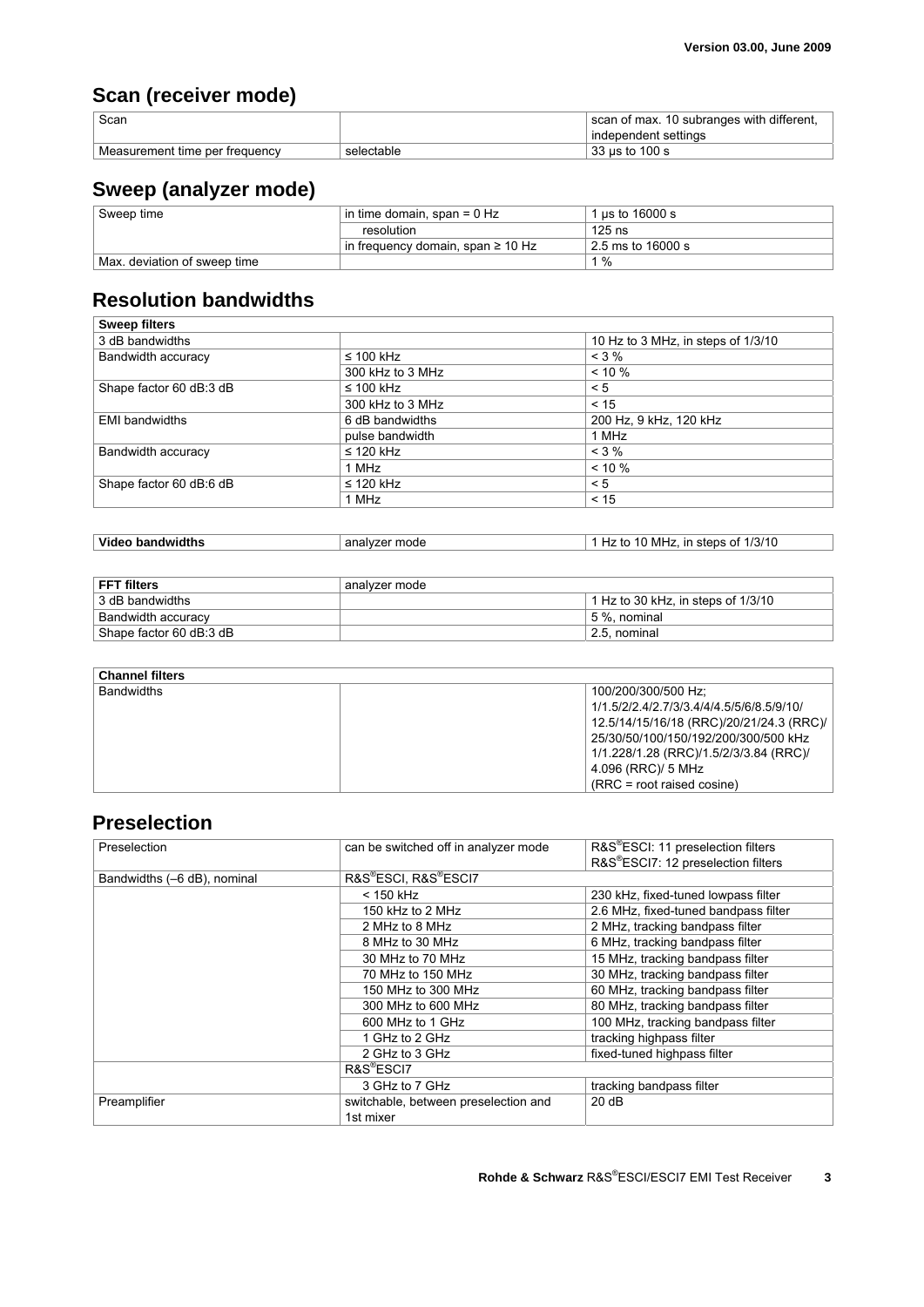## Scan (receiver mode)

| | | |
|---|---|---|
| Scan | | scan of max. 10 subranges with different, independent settings |
| Measurement time per frequency | selectable | 33 μs to 100 s |

## Sweep (analyzer mode)

| | | |
|---|---|---|
| Sweep time | in time domain, span = 0 Hz | 1 μs to 16000 s |
| | resolution | 125 ns |
| | in frequency domain, span ≥ 10 Hz | 2.5 ms to 16000 s |
| Max. deviation of sweep time | | 1 % |

## Resolution bandwidths

| **Sweep filters** | | |
|---|---|---|
| 3 dB bandwidths | | 10 Hz to 3 MHz, in steps of 1/3/10 |
| Bandwidth accuracy | ≤ 100 kHz | < 3 % |
| | 300 kHz to 3 MHz | < 10 % |
| Shape factor 60 dB:3 dB | ≤ 100 kHz | < 5 |
| | 300 kHz to 3 MHz | < 15 |
| EMI bandwidths | 6 dB bandwidths | 200 Hz, 9 kHz, 120 kHz |
| | pulse bandwidth | 1 MHz |
| Bandwidth accuracy | ≤ 120 kHz | < 3 % |
| | 1 MHz | < 10 % |
| Shape factor 60 dB:6 dB | ≤ 120 kHz | < 5 |
| | 1 MHz | < 15 |

| **Video bandwidths** | analyzer mode | 1 Hz to 10 MHz, in steps of 1/3/10 |
|---|---|---|

| **FFT filters** | analyzer mode | |
|---|---|---|
| 3 dB bandwidths | | 1 Hz to 30 kHz, in steps of 1/3/10 |
| Bandwidth accuracy | | 5 %, nominal |
| Shape factor 60 dB:3 dB | | 2.5, nominal |

| **Channel filters** | | |
|---|---|---|
| Bandwidths | | 100/200/300/500 Hz; 1/1.5/2/2.4/2.7/3/3.4/4/4.5/5/6/8.5/9/10/ 12.5/14/15/16/18 (RRC)/20/21/24.3 (RRC)/ 25/30/50/100/150/192/200/300/500 kHz 1/1.228/1.28 (RRC)/1.5/2/3/3.84 (RRC)/ 4.096 (RRC)/ 5 MHz (RRC = root raised cosine) |

## Preselection

| | | |
|---|---|---|
| Preselection | can be switched off in analyzer mode | R&S®ESCI: 11 preselection filters R&S®ESCI7: 12 preselection filters |
| Bandwidths (–6 dB), nominal | R&S®ESCI, R&S®ESCI7 | |
| | < 150 kHz | 230 kHz, fixed-tuned lowpass filter |
| | 150 kHz to 2 MHz | 2.6 MHz, fixed-tuned bandpass filter |
| | 2 MHz to 8 MHz | 2 MHz, tracking bandpass filter |
| | 8 MHz to 30 MHz | 6 MHz, tracking bandpass filter |
| | 30 MHz to 70 MHz | 15 MHz, tracking bandpass filter |
| | 70 MHz to 150 MHz | 30 MHz, tracking bandpass filter |
| | 150 MHz to 300 MHz | 60 MHz, tracking bandpass filter |
| | 300 MHz to 600 MHz | 80 MHz, tracking bandpass filter |
| | 600 MHz to 1 GHz | 100 MHz, tracking bandpass filter |
| | 1 GHz to 2 GHz | tracking highpass filter |
| | 2 GHz to 3 GHz | fixed-tuned highpass filter |
| | R&S®ESCI7 | |
| | 3 GHz to 7 GHz | tracking bandpass filter |
| Preamplifier | switchable, between preselection and 1st mixer | 20 dB |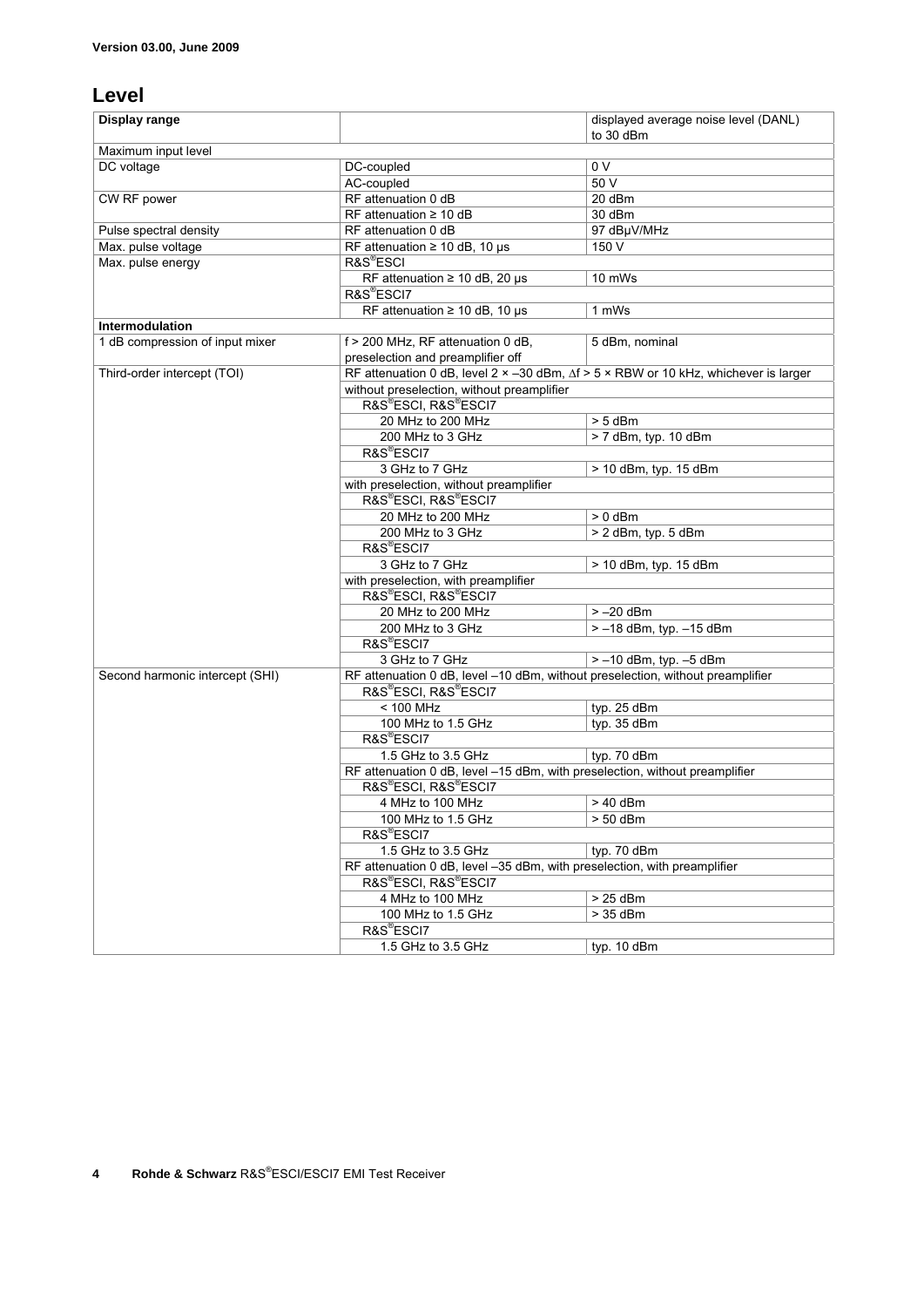## Level

| Display range | | displayed average noise level (DANL) to 30 dBm |
|---|---|---|
| Maximum input level | | |
| DC voltage | DC-coupled | 0 V |
| | AC-coupled | 50 V |
| CW RF power | RF attenuation 0 dB | 20 dBm |
| | RF attenuation ≥ 10 dB | 30 dBm |
| Pulse spectral density | RF attenuation 0 dB | 97 dBμV/MHz |
| Max. pulse voltage | RF attenuation ≥ 10 dB, 10 μs | 150 V |
| Max. pulse energy | R&S®ESCI | |
| | RF attenuation ≥ 10 dB, 20 μs | 10 mWs |
| | R&S®ESCI7 | |
| | RF attenuation ≥ 10 dB, 10 μs | 1 mWs |
| **Intermodulation** | | |
| 1 dB compression of input mixer | f > 200 MHz, RF attenuation 0 dB, preselection and preamplifier off | 5 dBm, nominal |
| Third-order intercept (TOI) | RF attenuation 0 dB, level 2 × –30 dBm, ∆f > 5 × RBW or 10 kHz, whichever is larger | |
| | without preselection, without preamplifier | |
| | R&S®ESCI, R&S®ESCI7 | |
| | 20 MHz to 200 MHz | > 5 dBm |
| | 200 MHz to 3 GHz | > 7 dBm, typ. 10 dBm |
| | R&S®ESCI7 | |
| | 3 GHz to 7 GHz | > 10 dBm, typ. 15 dBm |
| | with preselection, without preamplifier | |
| | R&S®ESCI, R&S®ESCI7 | |
| | 20 MHz to 200 MHz | > 0 dBm |
| | 200 MHz to 3 GHz | > 2 dBm, typ. 5 dBm |
| | R&S®ESCI7 | |
| | 3 GHz to 7 GHz | > 10 dBm, typ. 15 dBm |
| | with preselection, with preamplifier | |
| | R&S®ESCI, R&S®ESCI7 | |
| | 20 MHz to 200 MHz | > –20 dBm |
| | 200 MHz to 3 GHz | > –18 dBm, typ. –15 dBm |
| | R&S®ESCI7 | |
| | 3 GHz to 7 GHz | > –10 dBm, typ. –5 dBm |
| Second harmonic intercept (SHI) | RF attenuation 0 dB, level –10 dBm, without preselection, without preamplifier | |
| | R&S®ESCI, R&S®ESCI7 | |
| | < 100 MHz | typ. 25 dBm |
| | 100 MHz to 1.5 GHz | typ. 35 dBm |
| | R&S®ESCI7 | |
| | 1.5 GHz to 3.5 GHz | typ. 70 dBm |
| | RF attenuation 0 dB, level –15 dBm, with preselection, without preamplifier | |
| | R&S®ESCI, R&S®ESCI7 | |
| | 4 MHz to 100 MHz | > 40 dBm |
| | 100 MHz to 1.5 GHz | > 50 dBm |
| | R&S®ESCI7 | |
| | 1.5 GHz to 3.5 GHz | typ. 70 dBm |
| | RF attenuation 0 dB, level –35 dBm, with preselection, with preamplifier | |
| | R&S®ESCI, R&S®ESCI7 | |
| | 4 MHz to 100 MHz | > 25 dBm |
| | 100 MHz to 1.5 GHz | > 35 dBm |
| | R&S®ESCI7 | |
| | 1.5 GHz to 3.5 GHz | typ. 10 dBm |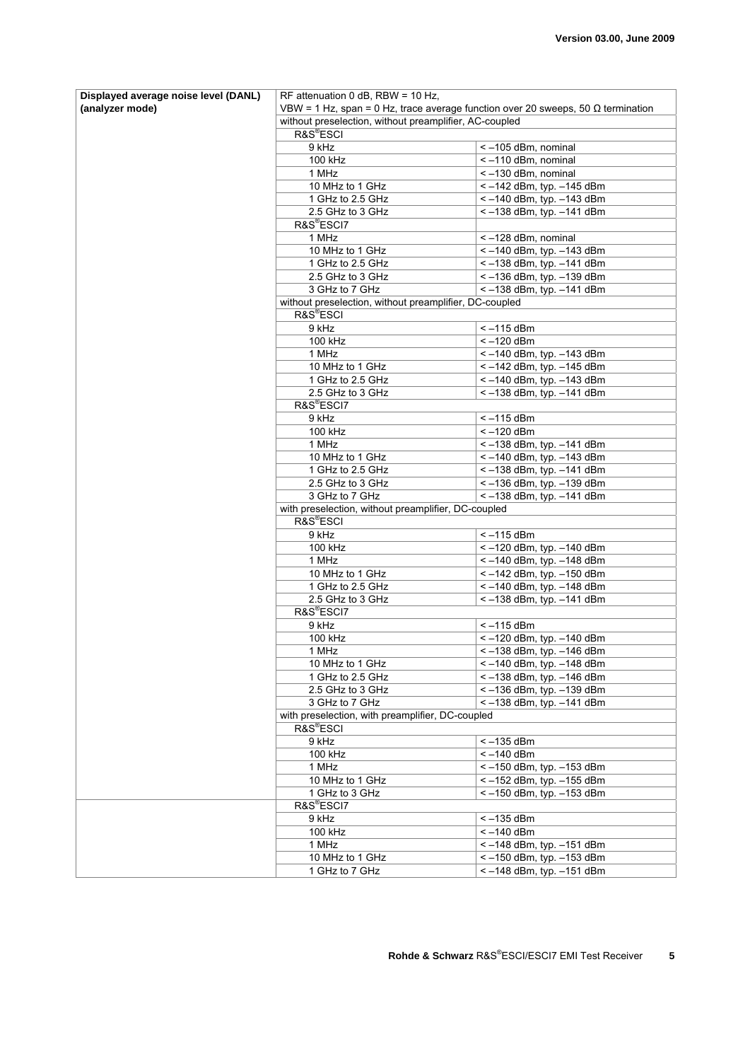| | | |
|---|---|---|
| **Displayed average noise level (DANL) (analyzer mode)** | RF attenuation 0 dB, RBW = 10 Hz, VBW = 1 Hz, span = 0 Hz, trace average function over 20 sweeps, 50 Ω termination | |
| | without preselection, without preamplifier, AC-coupled | |
| | R&S®ESCI | |
| | 9 kHz | < –105 dBm, nominal |
| | 100 kHz | < –110 dBm, nominal |
| | 1 MHz | < –130 dBm, nominal |
| | 10 MHz to 1 GHz | < –142 dBm, typ. –145 dBm |
| | 1 GHz to 2.5 GHz | < –140 dBm, typ. –143 dBm |
| | 2.5 GHz to 3 GHz | < –138 dBm, typ. –141 dBm |
| | R&S®ESCI7 | |
| | 1 MHz | < –128 dBm, nominal |
| | 10 MHz to 1 GHz | < –140 dBm, typ. –143 dBm |
| | 1 GHz to 2.5 GHz | < –138 dBm, typ. –141 dBm |
| | 2.5 GHz to 3 GHz | < –136 dBm, typ. –139 dBm |
| | 3 GHz to 7 GHz | < –138 dBm, typ. –141 dBm |
| | without preselection, without preamplifier, DC-coupled | |
| | R&S®ESCI | |
| | 9 kHz | < –115 dBm |
| | 100 kHz | < –120 dBm |
| | 1 MHz | < –140 dBm, typ. –143 dBm |
| | 10 MHz to 1 GHz | < –142 dBm, typ. –145 dBm |
| | 1 GHz to 2.5 GHz | < –140 dBm, typ. –143 dBm |
| | 2.5 GHz to 3 GHz | < –138 dBm, typ. –141 dBm |
| | R&S®ESCI7 | |
| | 9 kHz | < –115 dBm |
| | 100 kHz | < –120 dBm |
| | 1 MHz | < –138 dBm, typ. –141 dBm |
| | 10 MHz to 1 GHz | < –140 dBm, typ. –143 dBm |
| | 1 GHz to 2.5 GHz | < –138 dBm, typ. –141 dBm |
| | 2.5 GHz to 3 GHz | < –136 dBm, typ. –139 dBm |
| | 3 GHz to 7 GHz | < –138 dBm, typ. –141 dBm |
| | with preselection, without preamplifier, DC-coupled | |
| | R&S®ESCI | |
| | 9 kHz | < –115 dBm |
| | 100 kHz | < –120 dBm, typ. –140 dBm |
| | 1 MHz | < –140 dBm, typ. –148 dBm |
| | 10 MHz to 1 GHz | < –142 dBm, typ. –150 dBm |
| | 1 GHz to 2.5 GHz | < –140 dBm, typ. –148 dBm |
| | 2.5 GHz to 3 GHz | < –138 dBm, typ. –141 dBm |
| | R&S®ESCI7 | |
| | 9 kHz | < –115 dBm |
| | 100 kHz | < –120 dBm, typ. –140 dBm |
| | 1 MHz | < –138 dBm, typ. –146 dBm |
| | 10 MHz to 1 GHz | < –140 dBm, typ. –148 dBm |
| | 1 GHz to 2.5 GHz | < –138 dBm, typ. –146 dBm |
| | 2.5 GHz to 3 GHz | < –136 dBm, typ. –139 dBm |
| | 3 GHz to 7 GHz | < –138 dBm, typ. –141 dBm |
| | with preselection, with preamplifier, DC-coupled | |
| | R&S®ESCI | |
| | 9 kHz | < –135 dBm |
| | 100 kHz | < –140 dBm |
| | 1 MHz | < –150 dBm, typ. –153 dBm |
| | 10 MHz to 1 GHz | < –152 dBm, typ. –155 dBm |
| | 1 GHz to 3 GHz | < –150 dBm, typ. –153 dBm |
| | R&S®ESCI7 | |
| | 9 kHz | < –135 dBm |
| | 100 kHz | < –140 dBm |
| | 1 MHz | < –148 dBm, typ. –151 dBm |
| | 10 MHz to 1 GHz | < –150 dBm, typ. –153 dBm |
| | 1 GHz to 7 GHz | < –148 dBm, typ. –151 dBm |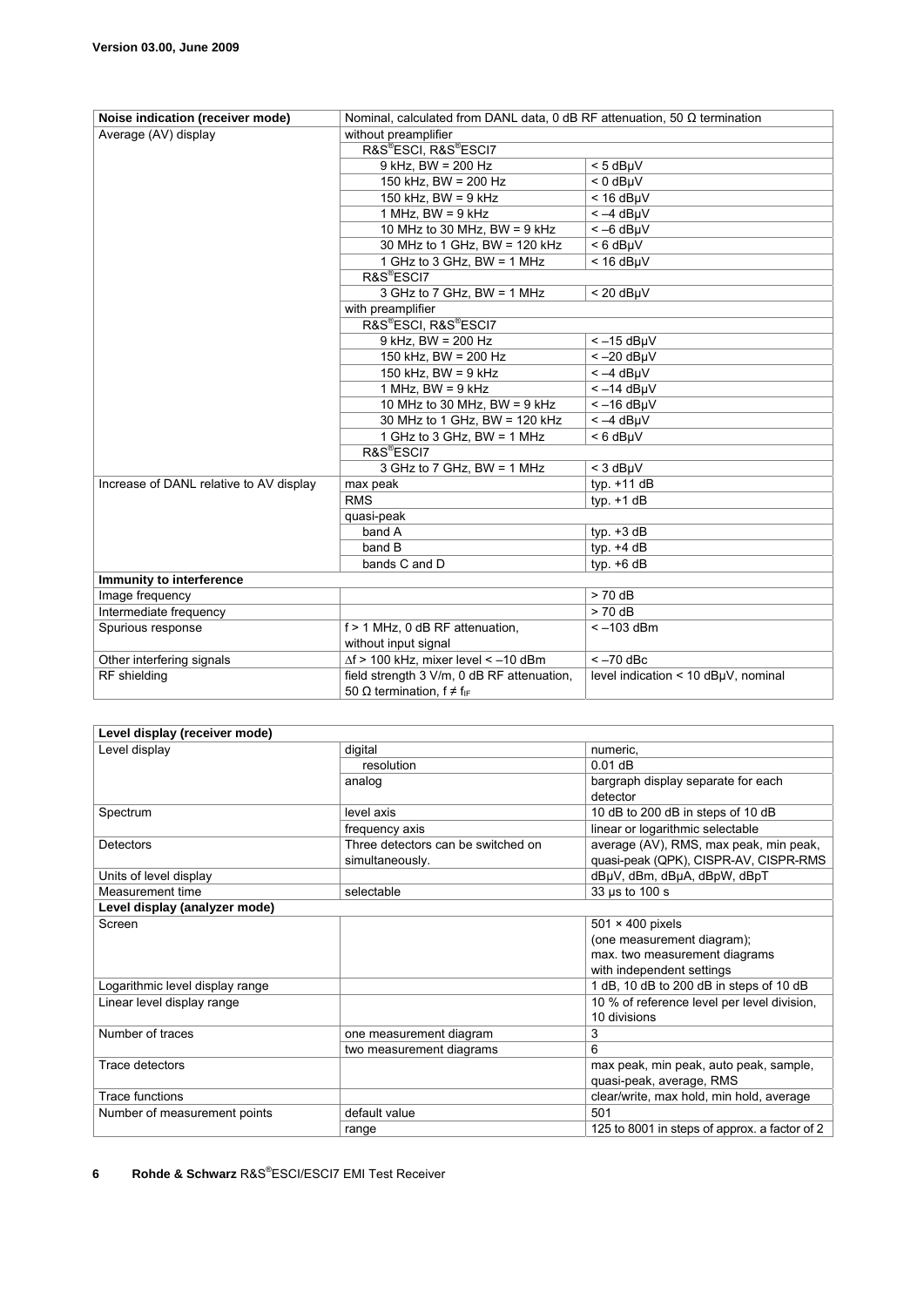**Version 03.00, June 2009**

| Noise indication (receiver mode) | Nominal, calculated from DANL data, 0 dB RF attenuation, 50 Ω termination | |
|---|---|---|
| Average (AV) display | without preamplifier | |
| | R&S®ESCI, R&S®ESCI7 | |
| | 9 kHz, BW = 200 Hz | < 5 dBμV |
| | 150 kHz, BW = 200 Hz | < 0 dBμV |
| | 150 kHz, BW = 9 kHz | < 16 dBμV |
| | 1 MHz, BW = 9 kHz | < –4 dBμV |
| | 10 MHz to 30 MHz, BW = 9 kHz | < –6 dBμV |
| | 30 MHz to 1 GHz, BW = 120 kHz | < 6 dBμV |
| | 1 GHz to 3 GHz, BW = 1 MHz | < 16 dBμV |
| | R&S®ESCI7 | |
| | 3 GHz to 7 GHz, BW = 1 MHz | < 20 dBμV |
| | with preamplifier | |
| | R&S®ESCI, R&S®ESCI7 | |
| | 9 kHz, BW = 200 Hz | < –15 dBμV |
| | 150 kHz, BW = 200 Hz | < –20 dBμV |
| | 150 kHz, BW = 9 kHz | < –4 dBμV |
| | 1 MHz, BW = 9 kHz | < –14 dBμV |
| | 10 MHz to 30 MHz, BW = 9 kHz | < –16 dBμV |
| | 30 MHz to 1 GHz, BW = 120 kHz | < –4 dBμV |
| | 1 GHz to 3 GHz, BW = 1 MHz | < 6 dBμV |
| | R&S®ESCI7 | |
| | 3 GHz to 7 GHz, BW = 1 MHz | < 3 dBμV |
| Increase of DANL relative to AV display | max peak | typ. +11 dB |
| | RMS | typ. +1 dB |
| | quasi-peak | |
| | band A | typ. +3 dB |
| | band B | typ. +4 dB |
| | bands C and D | typ. +6 dB |
| **Immunity to interference** | | |
| Image frequency | | > 70 dB |
| Intermediate frequency | | > 70 dB |
| Spurious response | f > 1 MHz, 0 dB RF attenuation, without input signal | < –103 dBm |
| Other interfering signals | Δf > 100 kHz, mixer level < –10 dBm | < –70 dBc |
| RF shielding | field strength 3 V/m, 0 dB RF attenuation, 50 Ω termination, $f \neq f_{IF}$ | level indication < 10 dBμV, nominal |

| Level display (receiver mode) | | |
|---|---|---|
| Level display | digital | numeric, |
| | resolution | 0.01 dB |
| | analog | bargraph display separate for each detector |
| Spectrum | level axis | 10 dB to 200 dB in steps of 10 dB |
| | frequency axis | linear or logarithmic selectable |
| Detectors | Three detectors can be switched on simultaneously. | average (AV), RMS, max peak, min peak, quasi-peak (QPK), CISPR-AV, CISPR-RMS |
| Units of level display | | dBμV, dBm, dBμA, dBpW, dBpT |
| Measurement time | selectable | 33 μs to 100 s |
| **Level display (analyzer mode)** | | |
| Screen | | 501 × 400 pixels (one measurement diagram); max. two measurement diagrams with independent settings |
| Logarithmic level display range | | 1 dB, 10 dB to 200 dB in steps of 10 dB |
| Linear level display range | | 10 % of reference level per level division, 10 divisions |
| Number of traces | one measurement diagram | 3 |
| | two measurement diagrams | 6 |
| Trace detectors | | max peak, min peak, auto peak, sample, quasi-peak, average, RMS |
| Trace functions | | clear/write, max hold, min hold, average |
| Number of measurement points | default value | 501 |
| | range | 125 to 8001 in steps of approx. a factor of 2 |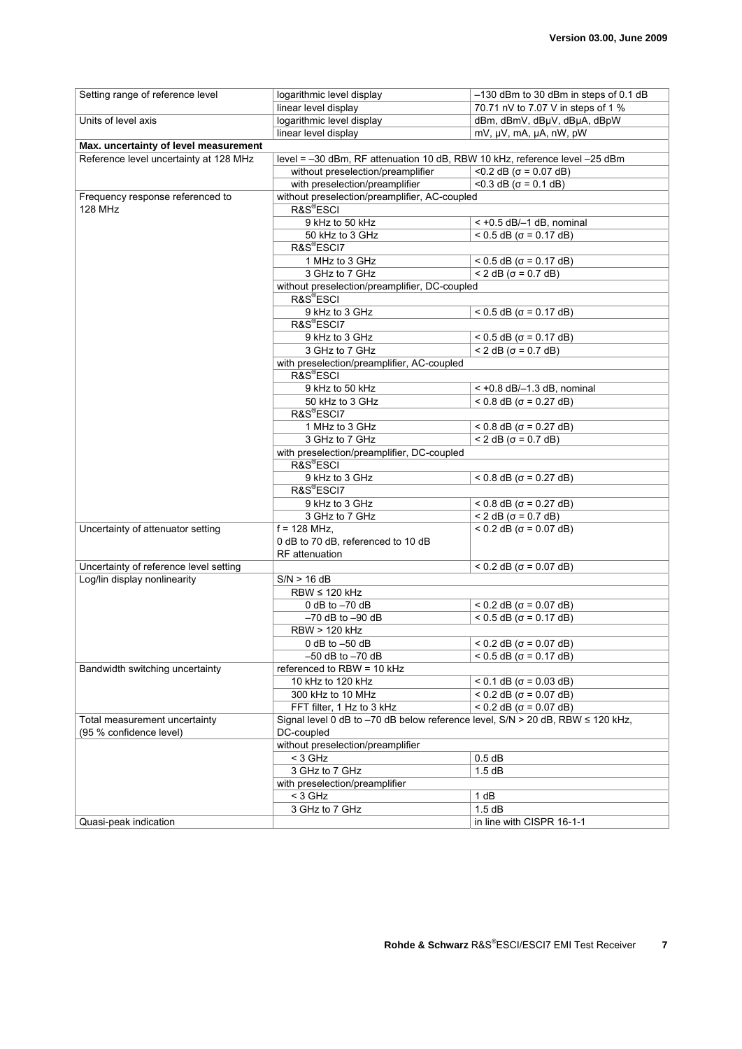| | | |
|---|---|---|
| Setting range of reference level | logarithmic level display | –130 dBm to 30 dBm in steps of 0.1 dB |
| | linear level display | 70.71 nV to 7.07 V in steps of 1 % |
| Units of level axis | logarithmic level display | dBm, dBmV, dBμV, dBμA, dBpW |
| | linear level display | mV, μV, mA, μA, nW, pW |
| **Max. uncertainty of level measurement** | | |
| Reference level uncertainty at 128 MHz | level = –30 dBm, RF attenuation 10 dB, RBW 10 kHz, reference level –25 dBm | |
| | without preselection/preamplifier | <0.2 dB (σ = 0.07 dB) |
| | with preselection/preamplifier | <0.3 dB (σ = 0.1 dB) |
| Frequency response referenced to 128 MHz | without preselection/preamplifier, AC-coupled | |
| | R&S®ESCI | |
| | 9 kHz to 50 kHz | < +0.5 dB/–1 dB, nominal |
| | 50 kHz to 3 GHz | < 0.5 dB (σ = 0.17 dB) |
| | R&S®ESCI7 | |
| | 1 MHz to 3 GHz | < 0.5 dB (σ = 0.17 dB) |
| | 3 GHz to 7 GHz | < 2 dB (σ = 0.7 dB) |
| | without preselection/preamplifier, DC-coupled | |
| | R&S®ESCI | |
| | 9 kHz to 3 GHz | < 0.5 dB (σ = 0.17 dB) |
| | R&S®ESCI7 | |
| | 9 kHz to 3 GHz | < 0.5 dB (σ = 0.17 dB) |
| | 3 GHz to 7 GHz | < 2 dB (σ = 0.7 dB) |
| | with preselection/preamplifier, AC-coupled | |
| | R&S®ESCI | |
| | 9 kHz to 50 kHz | < +0.8 dB/–1.3 dB, nominal |
| | 50 kHz to 3 GHz | < 0.8 dB (σ = 0.27 dB) |
| | R&S®ESCI7 | |
| | 1 MHz to 3 GHz | < 0.8 dB (σ = 0.27 dB) |
| | 3 GHz to 7 GHz | < 2 dB (σ = 0.7 dB) |
| | with preselection/preamplifier, DC-coupled | |
| | R&S®ESCI | |
| | 9 kHz to 3 GHz | < 0.8 dB (σ = 0.27 dB) |
| | R&S®ESCI7 | |
| | 9 kHz to 3 GHz | < 0.8 dB (σ = 0.27 dB) |
| | 3 GHz to 7 GHz | < 2 dB (σ = 0.7 dB) |
| Uncertainty of attenuator setting | f = 128 MHz, 0 dB to 70 dB, referenced to 10 dB RF attenuation | < 0.2 dB (σ = 0.07 dB) |
| Uncertainty of reference level setting | | < 0.2 dB (σ = 0.07 dB) |
| Log/lin display nonlinearity | S/N > 16 dB | |
| | RBW ≤ 120 kHz | |
| | 0 dB to –70 dB | < 0.2 dB (σ = 0.07 dB) |
| | –70 dB to –90 dB | < 0.5 dB (σ = 0.17 dB) |
| | RBW > 120 kHz | |
| | 0 dB to –50 dB | < 0.2 dB (σ = 0.07 dB) |
| | –50 dB to –70 dB | < 0.5 dB (σ = 0.17 dB) |
| Bandwidth switching uncertainty | referenced to RBW = 10 kHz | |
| | 10 kHz to 120 kHz | < 0.1 dB (σ = 0.03 dB) |
| | 300 kHz to 10 MHz | < 0.2 dB (σ = 0.07 dB) |
| | FFT filter, 1 Hz to 3 kHz | < 0.2 dB (σ = 0.07 dB) |
| Total measurement uncertainty (95 % confidence level) | Signal level 0 dB to –70 dB below reference level, S/N > 20 dB, RBW ≤ 120 kHz, DC-coupled | |
| | without preselection/preamplifier | |
| | < 3 GHz | 0.5 dB |
| | 3 GHz to 7 GHz | 1.5 dB |
| | with preselection/preamplifier | |
| | < 3 GHz | 1 dB |
| | 3 GHz to 7 GHz | 1.5 dB |
| Quasi-peak indication | | in line with CISPR 16-1-1 |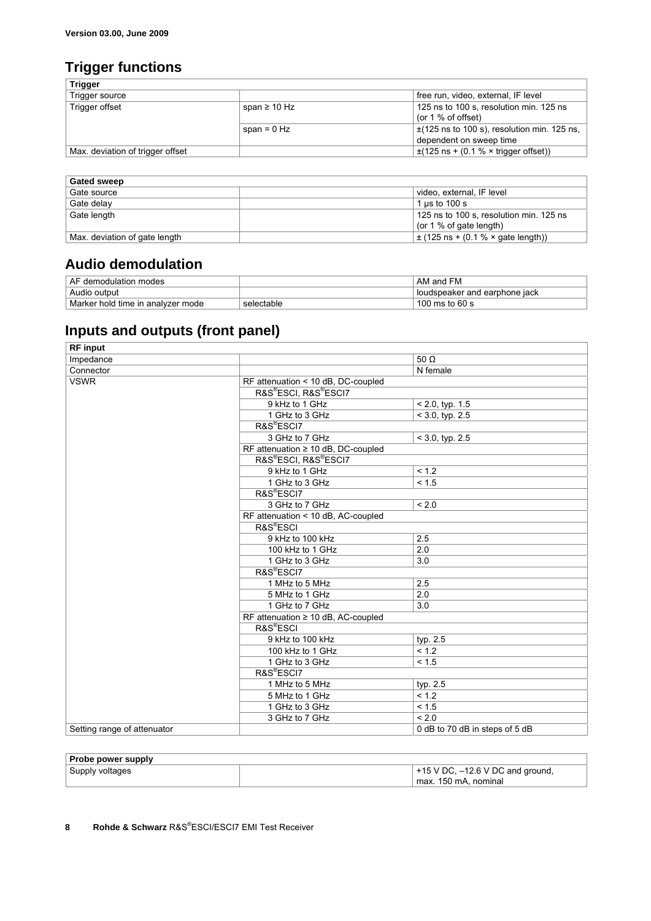## Trigger functions

| Trigger | | |
|---|---|---|
| Trigger source | | free run, video, external, IF level |
| Trigger offset | span ≥ 10 Hz | 125 ns to 100 s, resolution min. 125 ns (or 1 % of offset) |
| | span = 0 Hz | ±(125 ns to 100 s), resolution min. 125 ns, dependent on sweep time |
| Max. deviation of trigger offset | | ±(125 ns + (0.1 % × trigger offset)) |

| Gated sweep | | |
|---|---|---|
| Gate source | | video, external, IF level |
| Gate delay | | 1 µs to 100 s |
| Gate length | | 125 ns to 100 s, resolution min. 125 ns (or 1 % of gate length) |
| Max. deviation of gate length | | ± (125 ns + (0.1 % × gate length)) |

## Audio demodulation

| | | |
|---|---|---|
| AF demodulation modes | | AM and FM |
| Audio output | | loudspeaker and earphone jack |
| Marker hold time in analyzer mode | selectable | 100 ms to 60 s |

## Inputs and outputs (front panel)

| RF input | | |
|---|---|---|
| Impedance | | 50 Ω |
| Connector | | N female |
| VSWR | RF attenuation < 10 dB, DC-coupled | |
| | R&S®ESCI, R&S®ESCI7 | |
| | 9 kHz to 1 GHz | < 2.0, typ. 1.5 |
| | 1 GHz to 3 GHz | < 3.0, typ. 2.5 |
| | R&S®ESCI7 | |
| | 3 GHz to 7 GHz | < 3.0, typ. 2.5 |
| | RF attenuation ≥ 10 dB, DC-coupled | |
| | R&S®ESCI, R&S®ESCI7 | |
| | 9 kHz to 1 GHz | < 1.2 |
| | 1 GHz to 3 GHz | < 1.5 |
| | R&S®ESCI7 | |
| | 3 GHz to 7 GHz | < 2.0 |
| | RF attenuation < 10 dB, AC-coupled | |
| | R&S®ESCI | |
| | 9 kHz to 100 kHz | 2.5 |
| | 100 kHz to 1 GHz | 2.0 |
| | 1 GHz to 3 GHz | 3.0 |
| | R&S®ESCI7 | |
| | 1 MHz to 5 MHz | 2.5 |
| | 5 MHz to 1 GHz | 2.0 |
| | 1 GHz to 7 GHz | 3.0 |
| | RF attenuation ≥ 10 dB, AC-coupled | |
| | R&S®ESCI | |
| | 9 kHz to 100 kHz | typ. 2.5 |
| | 100 kHz to 1 GHz | < 1.2 |
| | 1 GHz to 3 GHz | < 1.5 |
| | R&S®ESCI7 | |
| | 1 MHz to 5 MHz | typ. 2.5 |
| | 5 MHz to 1 GHz | < 1.2 |
| | 1 GHz to 3 GHz | < 1.5 |
| | 3 GHz to 7 GHz | < 2.0 |
| Setting range of attenuator | | 0 dB to 70 dB in steps of 5 dB |

| Probe power supply | | |
|---|---|---|
| Supply voltages | | +15 V DC, –12.6 V DC and ground, max. 150 mA, nominal |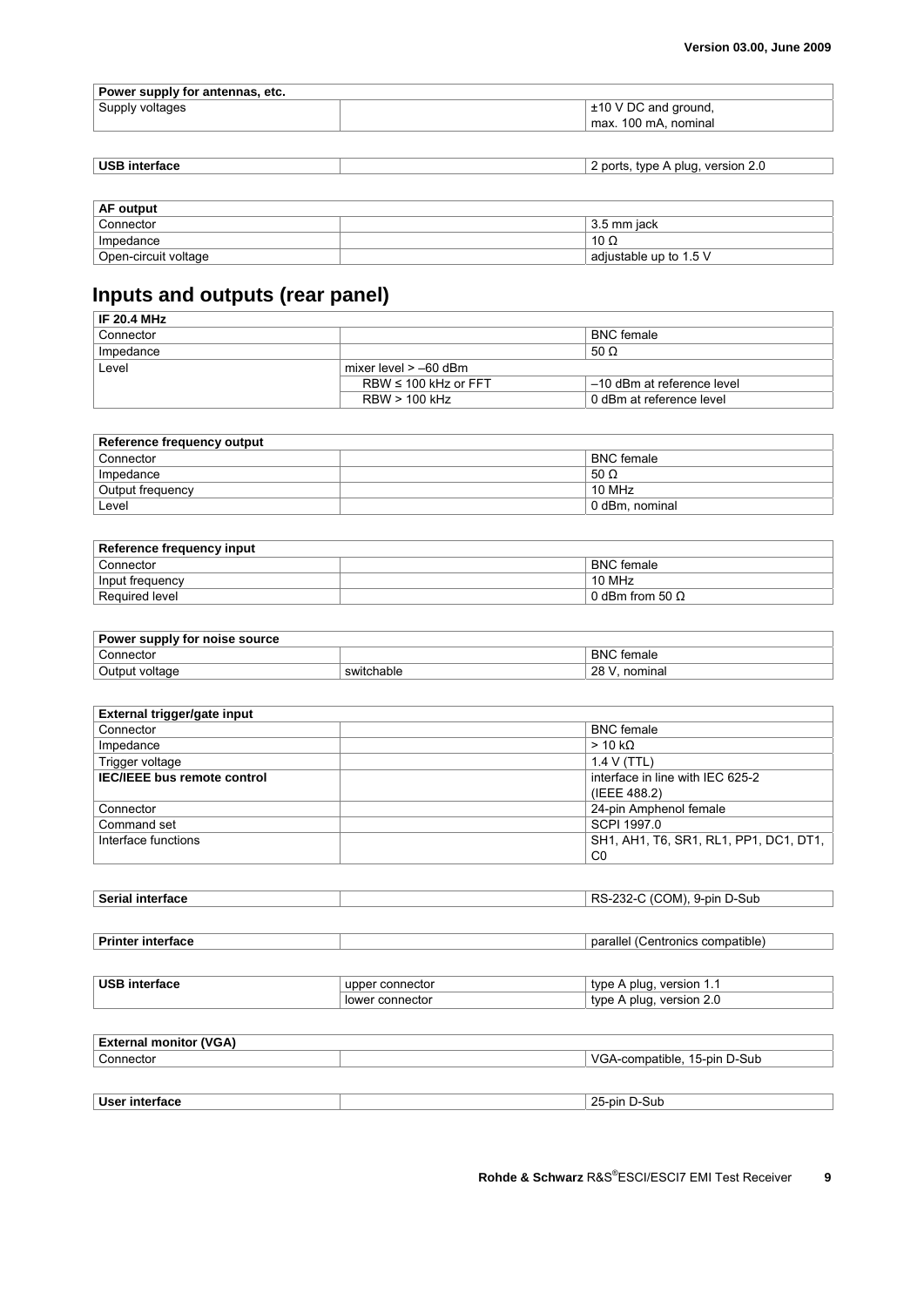| Power supply for antennas, etc. | | |
|---|---|---|
| Supply voltages | | ±10 V DC and ground, max. 100 mA, nominal |

| USB interface | | 2 ports, type A plug, version 2.0 |
|---|---|---|

| AF output | | |
|---|---|---|
| Connector | | 3.5 mm jack |
| Impedance | | 10 Ω |
| Open-circuit voltage | | adjustable up to 1.5 V |

## Inputs and outputs (rear panel)

| IF 20.4 MHz | | |
|---|---|---|
| Connector | | BNC female |
| Impedance | | 50 Ω |
| Level | mixer level > –60 dBm | |
| | RBW ≤ 100 kHz or FFT | –10 dBm at reference level |
| | RBW > 100 kHz | 0 dBm at reference level |

| Reference frequency output | | |
|---|---|---|
| Connector | | BNC female |
| Impedance | | 50 Ω |
| Output frequency | | 10 MHz |
| Level | | 0 dBm, nominal |

| Reference frequency input | | |
|---|---|---|
| Connector | | BNC female |
| Input frequency | | 10 MHz |
| Required level | | 0 dBm from 50 Ω |

| Power supply for noise source | | |
|---|---|---|
| Connector | | BNC female |
| Output voltage | switchable | 28 V, nominal |

| External trigger/gate input | | |
|---|---|---|
| Connector | | BNC female |
| Impedance | | > 10 kΩ |
| Trigger voltage | | 1.4 V (TTL) |
| **IEC/IEEE bus remote control** | | interface in line with IEC 625-2 (IEEE 488.2) |
| Connector | | 24-pin Amphenol female |
| Command set | | SCPI 1997.0 |
| Interface functions | | SH1, AH1, T6, SR1, RL1, PP1, DC1, DT1, C0 |

| Serial interface | | RS-232-C (COM), 9-pin D-Sub |
|---|---|---|

| Printer interface | | parallel (Centronics compatible) |
|---|---|---|

| USB interface | upper connector | type A plug, version 1.1 |
|---|---|---|
| | lower connector | type A plug, version 2.0 |

| External monitor (VGA) | | |
|---|---|---|
| Connector | | VGA-compatible, 15-pin D-Sub |

| User interface | | 25-pin D-Sub |
|---|---|---|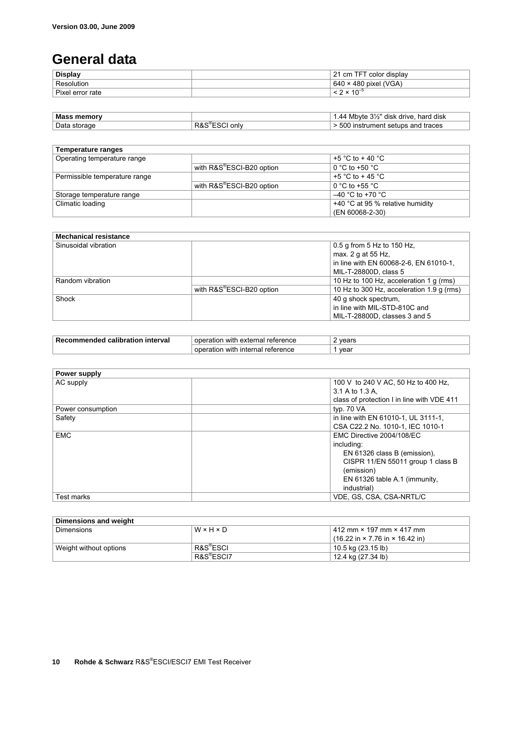# General data

| Display | | 21 cm TFT color display |
|---|---|---|
| Resolution | | 640 × 480 pixel (VGA) |
| Pixel error rate | | $< 2 \times 10^{-5}$ |

| Mass memory | | 1.44 Mbyte 3½" disk drive, hard disk |
|---|---|---|
| Data storage | R&S®ESCI only | > 500 instrument setups and traces |

| Temperature ranges | | |
|---|---|---|
| Operating temperature range | | +5 °C to + 40 °C |
| | with R&S®ESCI-B20 option | 0 °C to +50 °C |
| Permissible temperature range | | +5 °C to + 45 °C |
| | with R&S®ESCI-B20 option | 0 °C to +55 °C |
| Storage temperature range | | –40 °C to +70 °C |
| Climatic loading | | +40 °C at 95 % relative humidity (EN 60068-2-30) |

| Mechanical resistance | | |
|---|---|---|
| Sinusoidal vibration | | 0.5 g from 5 Hz to 150 Hz, max. 2 g at 55 Hz, in line with EN 60068-2-6, EN 61010-1, MIL-T-28800D, class 5 |
| Random vibration | | 10 Hz to 100 Hz, acceleration 1 g (rms) |
| | with R&S®ESCI-B20 option | 10 Hz to 300 Hz, acceleration 1.9 g (rms) |
| Shock | | 40 g shock spectrum, in line with MIL-STD-810C and MIL-T-28800D, classes 3 and 5 |

| Recommended calibration interval | operation with external reference | 2 years |
|---|---|---|
| | operation with internal reference | 1 year |

| Power supply | | |
|---|---|---|
| AC supply | | 100 V to 240 V AC, 50 Hz to 400 Hz, 3.1 A to 1.3 A, class of protection I in line with VDE 411 |
| Power consumption | | typ. 70 VA |
| Safety | | in line with EN 61010-1, UL 3111-1, CSA C22.2 No. 1010-1, IEC 1010-1 |
| EMC | | EMC Directive 2004/108/EC including: EN 61326 class B (emission), CISPR 11/EN 55011 group 1 class B (emission) EN 61326 table A.1 (immunity, industrial) |
| Test marks | | VDE, GS, CSA, CSA-NRTL/C |

| Dimensions and weight | | |
|---|---|---|
| Dimensions | W × H × D | 412 mm × 197 mm × 417 mm (16.22 in × 7.76 in × 16.42 in) |
| Weight without options | R&S®ESCI | 10.5 kg (23.15 lb) |
| | R&S®ESCI7 | 12.4 kg (27.34 lb) |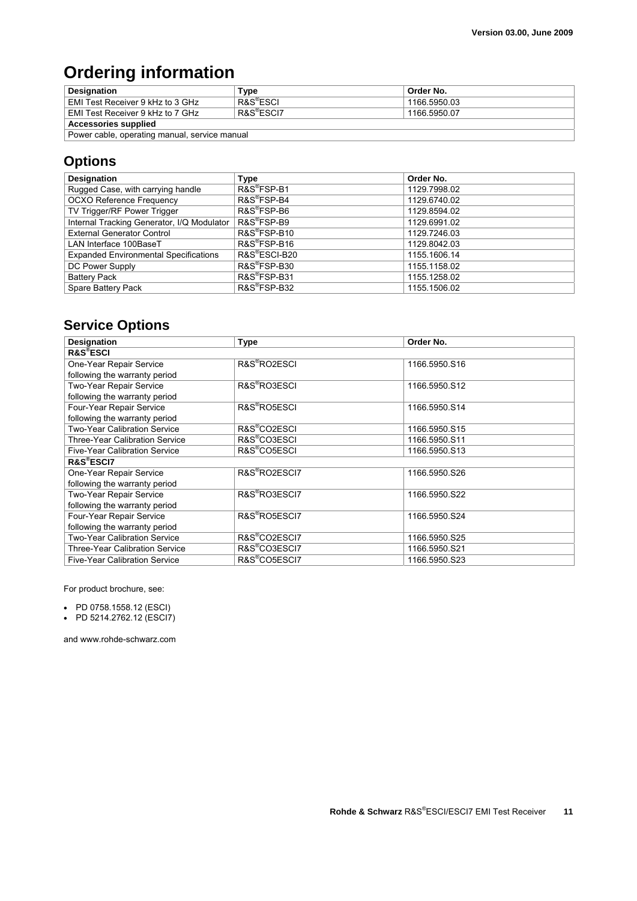# Ordering information

| Designation | Type | Order No. |
|---|---|---|
| EMI Test Receiver 9 kHz to 3 GHz | R&S®ESCI | 1166.5950.03 |
| EMI Test Receiver 9 kHz to 7 GHz | R&S®ESCI7 | 1166.5950.07 |
| **Accessories supplied** | | |
| Power cable, operating manual, service manual | | |

## Options

| Designation | Type | Order No. |
|---|---|---|
| Rugged Case, with carrying handle | R&S®FSP-B1 | 1129.7998.02 |
| OCXO Reference Frequency | R&S®FSP-B4 | 1129.6740.02 |
| TV Trigger/RF Power Trigger | R&S®FSP-B6 | 1129.8594.02 |
| Internal Tracking Generator, I/Q Modulator | R&S®FSP-B9 | 1129.6991.02 |
| External Generator Control | R&S®FSP-B10 | 1129.7246.03 |
| LAN Interface 100BaseT | R&S®FSP-B16 | 1129.8042.03 |
| Expanded Environmental Specifications | R&S®ESCI-B20 | 1155.1606.14 |
| DC Power Supply | R&S®FSP-B30 | 1155.1158.02 |
| Battery Pack | R&S®FSP-B31 | 1155.1258.02 |
| Spare Battery Pack | R&S®FSP-B32 | 1155.1506.02 |

## Service Options

| Designation | Type | Order No. |
|---|---|---|
| **R&S®ESCI** | | |
| One-Year Repair Service following the warranty period | R&S®RO2ESCI | 1166.5950.S16 |
| Two-Year Repair Service following the warranty period | R&S®RO3ESCI | 1166.5950.S12 |
| Four-Year Repair Service following the warranty period | R&S®RO5ESCI | 1166.5950.S14 |
| Two-Year Calibration Service | R&S®CO2ESCI | 1166.5950.S15 |
| Three-Year Calibration Service | R&S®CO3ESCI | 1166.5950.S11 |
| Five-Year Calibration Service | R&S®CO5ESCI | 1166.5950.S13 |
| **R&S®ESCI7** | | |
| One-Year Repair Service following the warranty period | R&S®RO2ESCI7 | 1166.5950.S26 |
| Two-Year Repair Service following the warranty period | R&S®RO3ESCI7 | 1166.5950.S22 |
| Four-Year Repair Service following the warranty period | R&S®RO5ESCI7 | 1166.5950.S24 |
| Two-Year Calibration Service | R&S®CO2ESCI7 | 1166.5950.S25 |
| Three-Year Calibration Service | R&S®CO3ESCI7 | 1166.5950.S21 |
| Five-Year Calibration Service | R&S®CO5ESCI7 | 1166.5950.S23 |

For product brochure, see:

- PD 0758.1558.12 (ESCI)
- PD 5214.2762.12 (ESCI7)

and www.rohde-schwarz.com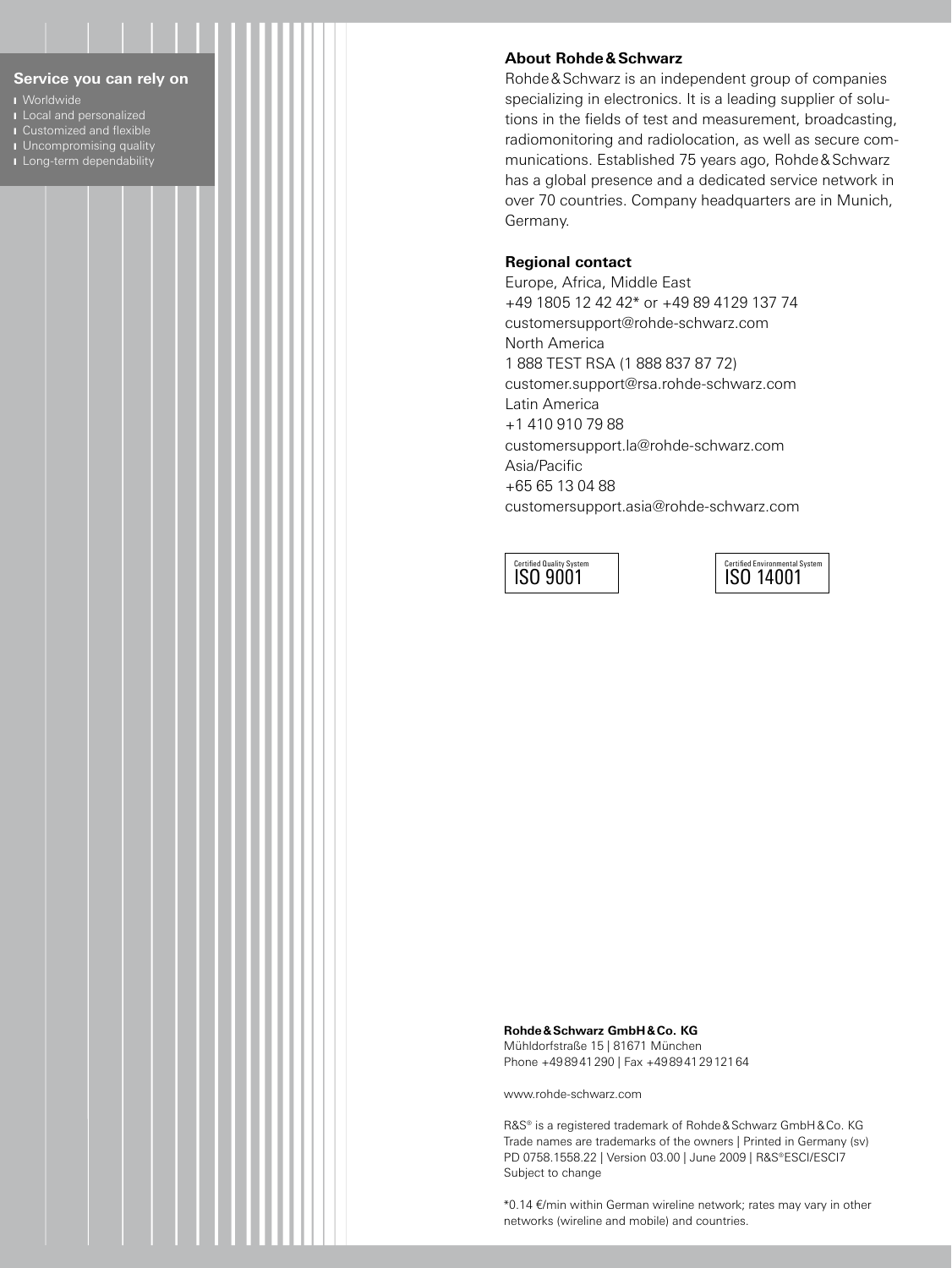**Service you can rely on**

- Worldwide
- Local and personalized
- Customized and flexible
- Uncompromising quality
- Long-term dependability

**About Rohde & Schwarz**

Rohde & Schwarz is an independent group of companies specializing in electronics. It is a leading supplier of solutions in the fields of test and measurement, broadcasting, radiomonitoring and radiolocation, as well as secure communications. Established 75 years ago, Rohde & Schwarz has a global presence and a dedicated service network in over 70 countries. Company headquarters are in Munich, Germany.

**Regional contact**

Europe, Africa, Middle East
+49 1805 12 42 42* or +49 89 4129 137 74
customersupport@rohde-schwarz.com
North America
1 888 TEST RSA (1 888 837 87 72)
customer.support@rsa.rohde-schwarz.com
Latin America
+1 410 910 79 88
customersupport.la@rohde-schwarz.com
Asia/Pacific
+65 65 13 04 88
customersupport.asia@rohde-schwarz.com

Certified Quality System
ISO 9001

Certified Environmental System
ISO 14001

**Rohde & Schwarz GmbH & Co. KG**
Mühldorfstraße 15 | 81671 München
Phone +49 89 41 290 | Fax +49 89 41 29 121 64

www.rohde-schwarz.com

R&S® is a registered trademark of Rohde & Schwarz GmbH & Co. KG
Trade names are trademarks of the owners | Printed in Germany (sv)
PD 0758.1558.22 | Version 03.00 | June 2009 | R&S®ESCI/ESCI7
Subject to change

*0.14 €/min within German wireline network; rates may vary in other networks (wireline and mobile) and countries.